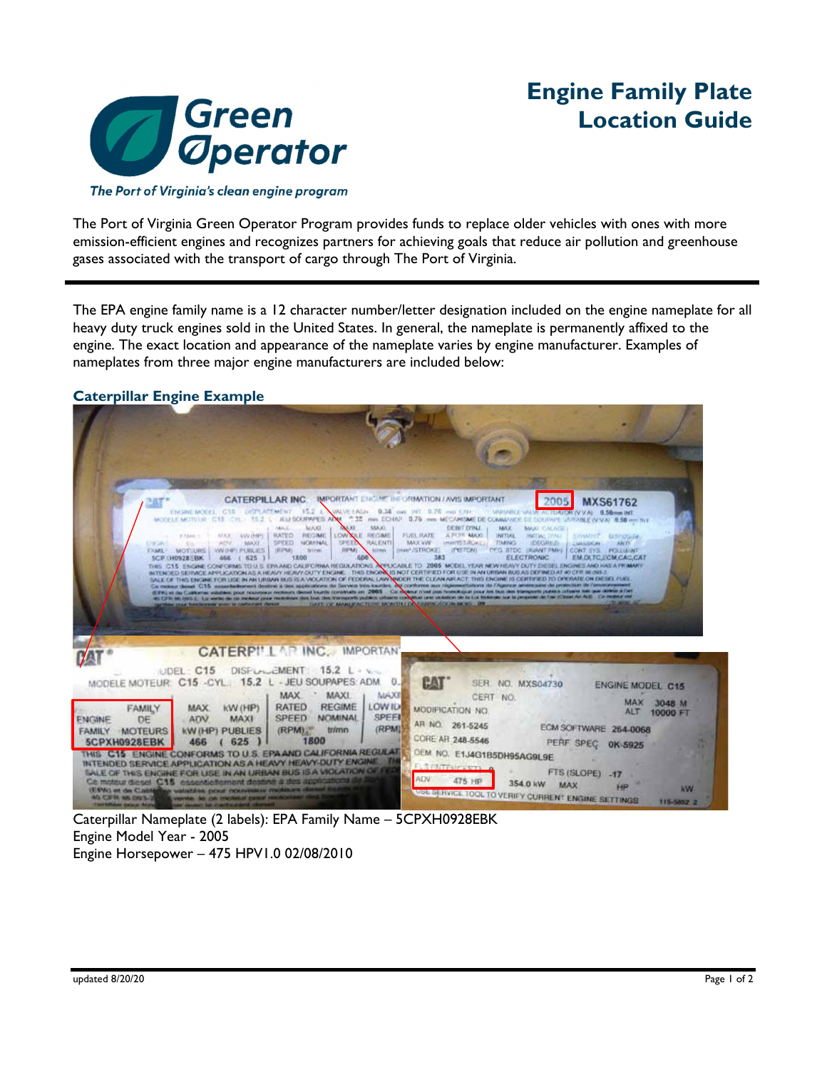# Engine Family Plate Location Guide

*The Port of Virginia's clean engine program*

The Port of Virginia Green Operator Program provides funds to replace older vehicles with ones with more emission-efficient engines and recognizes partners for achieving goals that reduce air pollution and greenhouse gases associated with the transport of cargo through The Port of Virginia.

The EPA engine family name is a 12 character number/letter designation included on the engine nameplate for all heavy duty truck engines sold in the United States. In general, the nameplate is permanently affixed to the engine. The exact location and appearance of the nameplate varies by engine manufacturer. Examples of nameplates from three major engine manufacturers are included below:

## Caterpillar Engine Example

Caterpillar Nameplate (2 labels): EPA Family Name – 5CPXH0928EBK
Engine Model Year - 2005
Engine Horsepower – 475 HPV1.0 02/08/2010

updated 8/20/20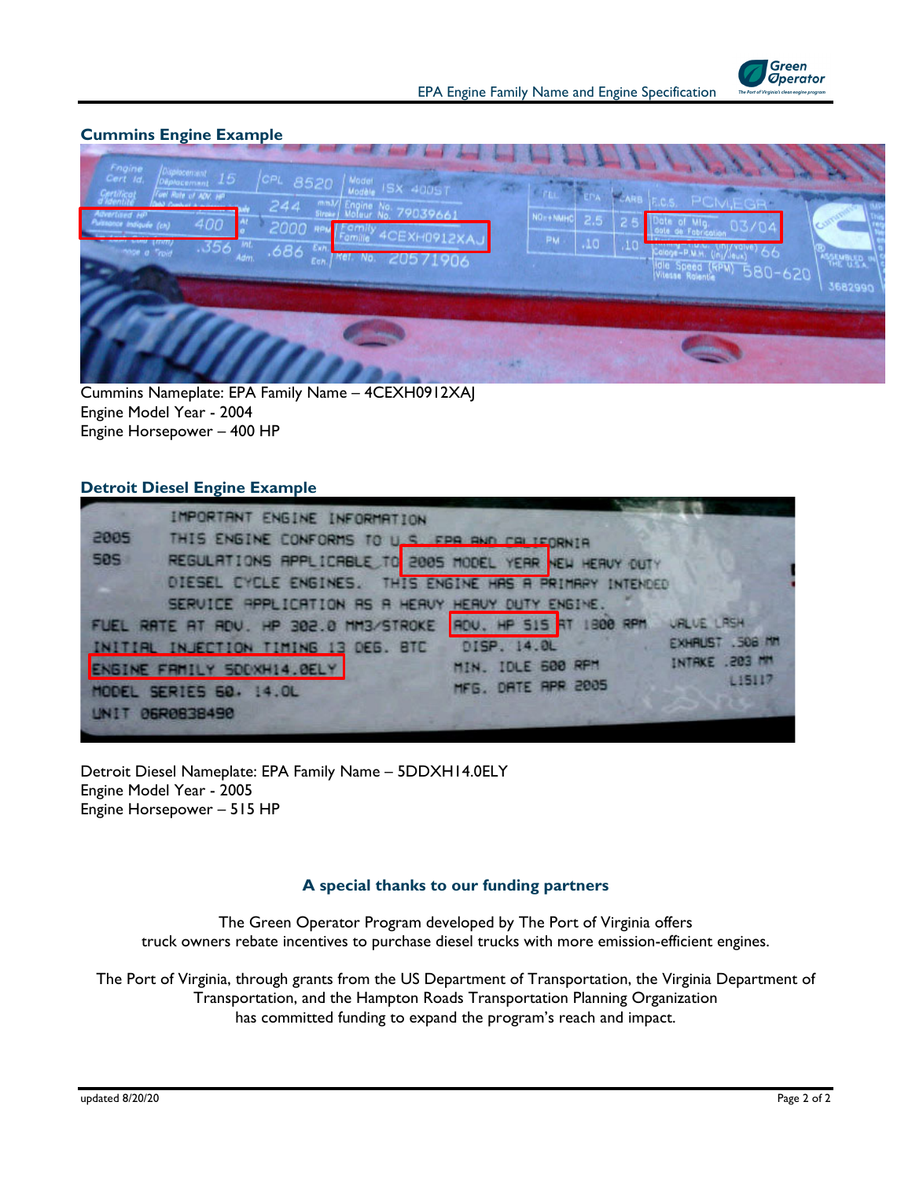## Cummins Engine Example

Cummins Nameplate: EPA Family Name – 4CEXH0912XAJ
Engine Model Year - 2004
Engine Horsepower – 400 HP

## Detroit Diesel Engine Example

Detroit Diesel Nameplate: EPA Family Name – 5DDXH14.0ELY
Engine Model Year - 2005
Engine Horsepower – 515 HP

### A special thanks to our funding partners

The Green Operator Program developed by The Port of Virginia offers truck owners rebate incentives to purchase diesel trucks with more emission-efficient engines.

The Port of Virginia, through grants from the US Department of Transportation, the Virginia Department of Transportation, and the Hampton Roads Transportation Planning Organization has committed funding to expand the program's reach and impact.

updated 8/20/20